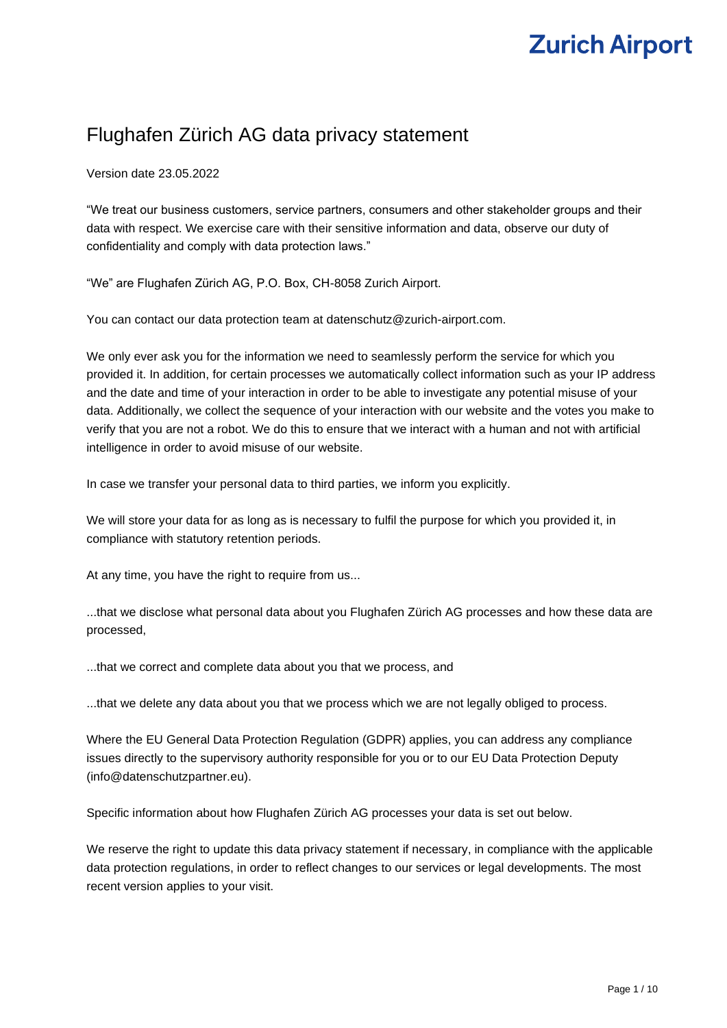# Flughafen Zürich AG data privacy statement

Version date 23.05.2022

"We treat our business customers, service partners, consumers and other stakeholder groups and their data with respect. We exercise care with their sensitive information and data, observe our duty of confidentiality and comply with data protection laws."

"We" are Flughafen Zürich AG, P.O. Box, CH-8058 Zurich Airport.

You can contact our data protection team at datenschutz@zurich-airport.com.

We only ever ask you for the information we need to seamlessly perform the service for which you provided it. In addition, for certain processes we automatically collect information such as your IP address and the date and time of your interaction in order to be able to investigate any potential misuse of your data. Additionally, we collect the sequence of your interaction with our website and the votes you make to verify that you are not a robot. We do this to ensure that we interact with a human and not with artificial intelligence in order to avoid misuse of our website.

In case we transfer your personal data to third parties, we inform you explicitly.

We will store your data for as long as is necessary to fulfil the purpose for which you provided it, in compliance with statutory retention periods.

At any time, you have the right to require from us...

...that we disclose what personal data about you Flughafen Zürich AG processes and how these data are processed,

...that we correct and complete data about you that we process, and

...that we delete any data about you that we process which we are not legally obliged to process.

Where the EU General Data Protection Regulation (GDPR) applies, you can address any compliance issues directly to the supervisory authority responsible for you or to our EU Data Protection Deputy (info@datenschutzpartner.eu).

Specific information about how Flughafen Zürich AG processes your data is set out below.

We reserve the right to update this data privacy statement if necessary, in compliance with the applicable data protection regulations, in order to reflect changes to our services or legal developments. The most recent version applies to your visit.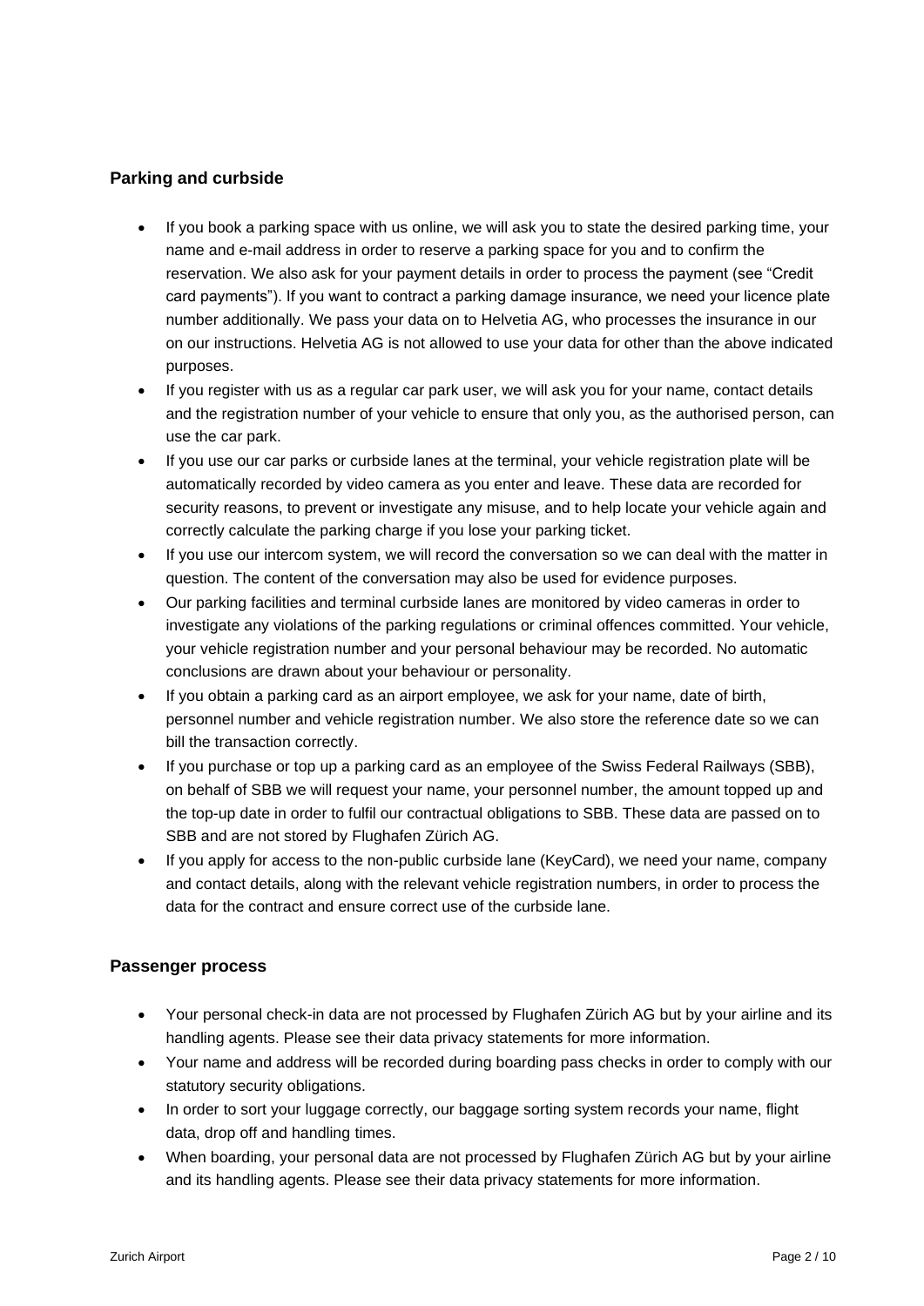## Parking and curbside

- If you book a parking space with us online, we will ask you to state the desired parking time, your name and e-mail address in order to reserve a parking space for you and to confirm the reservation. We also ask for your payment details in order to process the payment (see "Credit card payments"). If you want to contract a parking damage insurance, we need your licence plate number additionally. We pass your data on to Helvetia AG, who processes the insurance in our on our instructions. Helvetia AG is not allowed to use your data for other than the above indicated purposes.
- If you register with us as a regular car park user, we will ask you for your name, contact details and the registration number of your vehicle to ensure that only you, as the authorised person, can use the car park.
- If you use our car parks or curbside lanes at the terminal, your vehicle registration plate will be automatically recorded by video camera as you enter and leave. These data are recorded for security reasons, to prevent or investigate any misuse, and to help locate your vehicle again and correctly calculate the parking charge if you lose your parking ticket.
- If you use our intercom system, we will record the conversation so we can deal with the matter in question. The content of the conversation may also be used for evidence purposes.
- Our parking facilities and terminal curbside lanes are monitored by video cameras in order to investigate any violations of the parking regulations or criminal offences committed. Your vehicle, your vehicle registration number and your personal behaviour may be recorded. No automatic conclusions are drawn about your behaviour or personality.
- If you obtain a parking card as an airport employee, we ask for your name, date of birth, personnel number and vehicle registration number. We also store the reference date so we can bill the transaction correctly.
- If you purchase or top up a parking card as an employee of the Swiss Federal Railways (SBB), on behalf of SBB we will request your name, your personnel number, the amount topped up and the top-up date in order to fulfil our contractual obligations to SBB. These data are passed on to SBB and are not stored by Flughafen Zürich AG.
- If you apply for access to the non-public curbside lane (KeyCard), we need your name, company and contact details, along with the relevant vehicle registration numbers, in order to process the data for the contract and ensure correct use of the curbside lane.

## Passenger process

- Your personal check-in data are not processed by Flughafen Zürich AG but by your airline and its handling agents. Please see their data privacy statements for more information.
- Your name and address will be recorded during boarding pass checks in order to comply with our statutory security obligations.
- In order to sort your luggage correctly, our baggage sorting system records your name, flight data, drop off and handling times.
- When boarding, your personal data are not processed by Flughafen Zürich AG but by your airline and its handling agents. Please see their data privacy statements for more information.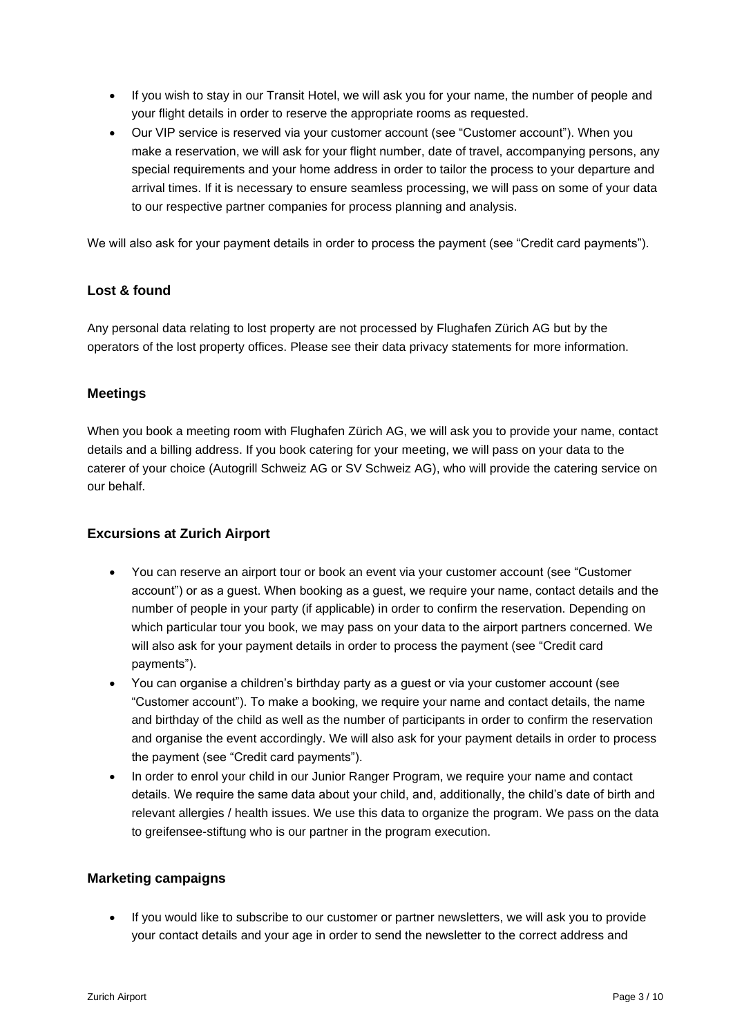- If you wish to stay in our Transit Hotel, we will ask you for your name, the number of people and your flight details in order to reserve the appropriate rooms as requested.
- Our VIP service is reserved via your customer account (see "Customer account"). When you make a reservation, we will ask for your flight number, date of travel, accompanying persons, any special requirements and your home address in order to tailor the process to your departure and arrival times. If it is necessary to ensure seamless processing, we will pass on some of your data to our respective partner companies for process planning and analysis.

We will also ask for your payment details in order to process the payment (see "Credit card payments").

### Lost & found

Any personal data relating to lost property are not processed by Flughafen Zürich AG but by the operators of the lost property offices. Please see their data privacy statements for more information.

### Meetings

When you book a meeting room with Flughafen Zürich AG, we will ask you to provide your name, contact details and a billing address. If you book catering for your meeting, we will pass on your data to the caterer of your choice (Autogrill Schweiz AG or SV Schweiz AG), who will provide the catering service on our behalf.

### Excursions at Zurich Airport

- You can reserve an airport tour or book an event via your customer account (see "Customer account") or as a guest. When booking as a guest, we require your name, contact details and the number of people in your party (if applicable) in order to confirm the reservation. Depending on which particular tour you book, we may pass on your data to the airport partners concerned. We will also ask for your payment details in order to process the payment (see "Credit card payments").
- You can organise a children's birthday party as a guest or via your customer account (see "Customer account"). To make a booking, we require your name and contact details, the name and birthday of the child as well as the number of participants in order to confirm the reservation and organise the event accordingly. We will also ask for your payment details in order to process the payment (see "Credit card payments").
- In order to enrol your child in our Junior Ranger Program, we require your name and contact details. We require the same data about your child, and, additionally, the child's date of birth and relevant allergies / health issues. We use this data to organize the program. We pass on the data to greifensee-stiftung who is our partner in the program execution.

### Marketing campaigns

- If you would like to subscribe to our customer or partner newsletters, we will ask you to provide your contact details and your age in order to send the newsletter to the correct address and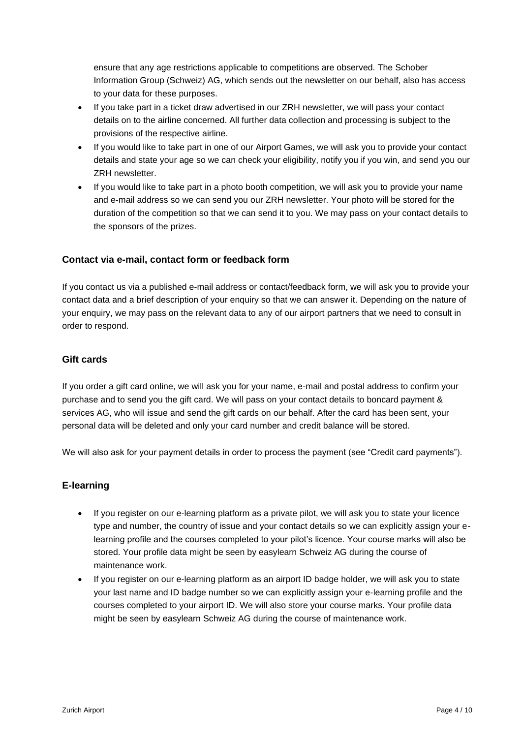ensure that any age restrictions applicable to competitions are observed. The Schober Information Group (Schweiz) AG, which sends out the newsletter on our behalf, also has access to your data for these purposes.

- If you take part in a ticket draw advertised in our ZRH newsletter, we will pass your contact details on to the airline concerned. All further data collection and processing is subject to the provisions of the respective airline.
- If you would like to take part in one of our Airport Games, we will ask you to provide your contact details and state your age so we can check your eligibility, notify you if you win, and send you our ZRH newsletter.
- If you would like to take part in a photo booth competition, we will ask you to provide your name and e-mail address so we can send you our ZRH newsletter. Your photo will be stored for the duration of the competition so that we can send it to you. We may pass on your contact details to the sponsors of the prizes.

### Contact via e-mail, contact form or feedback form

If you contact us via a published e-mail address or contact/feedback form, we will ask you to provide your contact data and a brief description of your enquiry so that we can answer it. Depending on the nature of your enquiry, we may pass on the relevant data to any of our airport partners that we need to consult in order to respond.

### Gift cards

If you order a gift card online, we will ask you for your name, e-mail and postal address to confirm your purchase and to send you the gift card. We will pass on your contact details to boncard payment & services AG, who will issue and send the gift cards on our behalf. After the card has been sent, your personal data will be deleted and only your card number and credit balance will be stored.

We will also ask for your payment details in order to process the payment (see "Credit card payments").

### E-learning

- If you register on our e-learning platform as a private pilot, we will ask you to state your licence type and number, the country of issue and your contact details so we can explicitly assign your e-learning profile and the courses completed to your pilot's licence. Your course marks will also be stored. Your profile data might be seen by easylearn Schweiz AG during the course of maintenance work.
- If you register on our e-learning platform as an airport ID badge holder, we will ask you to state your last name and ID badge number so we can explicitly assign your e-learning profile and the courses completed to your airport ID. We will also store your course marks. Your profile data might be seen by easylearn Schweiz AG during the course of maintenance work.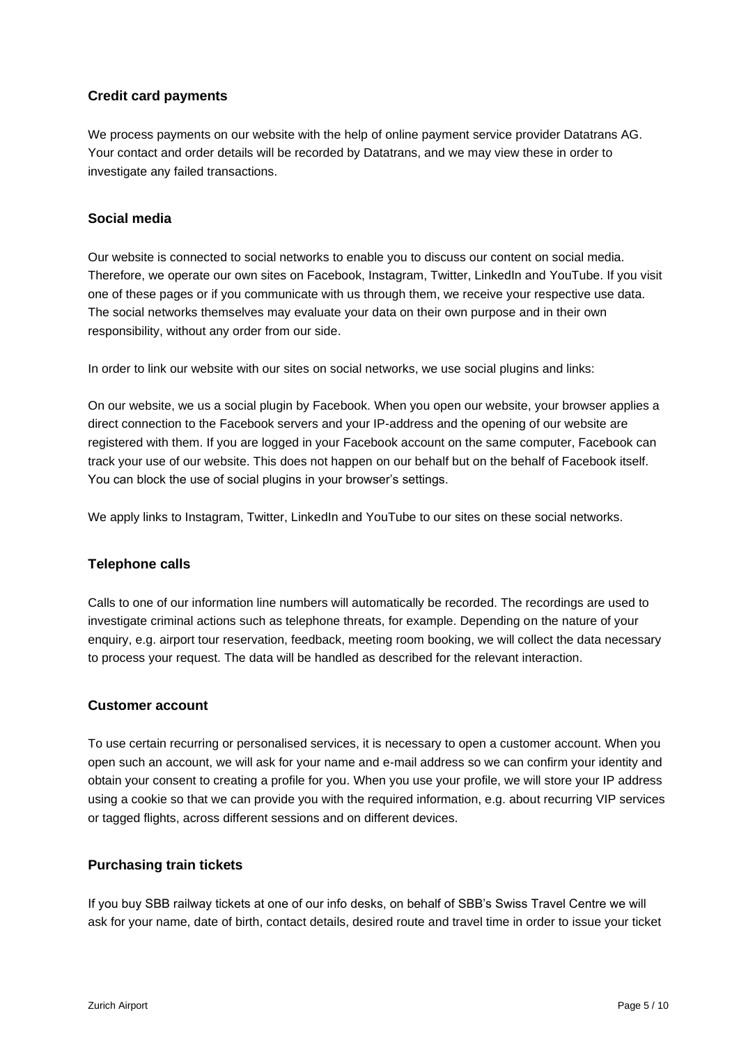### Credit card payments

We process payments on our website with the help of online payment service provider Datatrans AG. Your contact and order details will be recorded by Datatrans, and we may view these in order to investigate any failed transactions.

### Social media

Our website is connected to social networks to enable you to discuss our content on social media. Therefore, we operate our own sites on Facebook, Instagram, Twitter, LinkedIn and YouTube. If you visit one of these pages or if you communicate with us through them, we receive your respective use data. The social networks themselves may evaluate your data on their own purpose and in their own responsibility, without any order from our side.

In order to link our website with our sites on social networks, we use social plugins and links:

On our website, we us a social plugin by Facebook. When you open our website, your browser applies a direct connection to the Facebook servers and your IP-address and the opening of our website are registered with them. If you are logged in your Facebook account on the same computer, Facebook can track your use of our website. This does not happen on our behalf but on the behalf of Facebook itself. You can block the use of social plugins in your browser's settings.

We apply links to Instagram, Twitter, LinkedIn and YouTube to our sites on these social networks.

### Telephone calls

Calls to one of our information line numbers will automatically be recorded. The recordings are used to investigate criminal actions such as telephone threats, for example. Depending on the nature of your enquiry, e.g. airport tour reservation, feedback, meeting room booking, we will collect the data necessary to process your request. The data will be handled as described for the relevant interaction.

### Customer account

To use certain recurring or personalised services, it is necessary to open a customer account. When you open such an account, we will ask for your name and e-mail address so we can confirm your identity and obtain your consent to creating a profile for you. When you use your profile, we will store your IP address using a cookie so that we can provide you with the required information, e.g. about recurring VIP services or tagged flights, across different sessions and on different devices.

### Purchasing train tickets

If you buy SBB railway tickets at one of our info desks, on behalf of SBB's Swiss Travel Centre we will ask for your name, date of birth, contact details, desired route and travel time in order to issue your ticket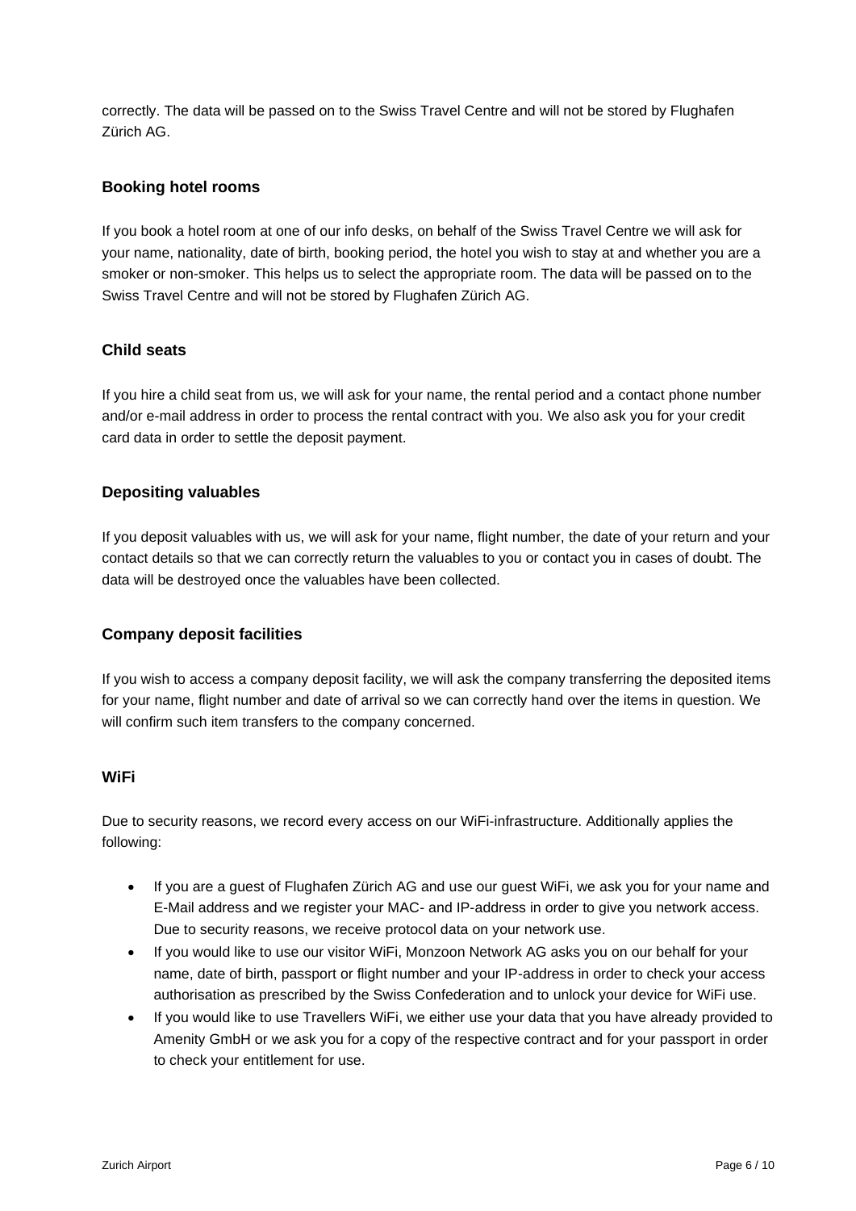correctly. The data will be passed on to the Swiss Travel Centre and will not be stored by Flughafen Zürich AG.

### Booking hotel rooms

If you book a hotel room at one of our info desks, on behalf of the Swiss Travel Centre we will ask for your name, nationality, date of birth, booking period, the hotel you wish to stay at and whether you are a smoker or non-smoker. This helps us to select the appropriate room. The data will be passed on to the Swiss Travel Centre and will not be stored by Flughafen Zürich AG.

### Child seats

If you hire a child seat from us, we will ask for your name, the rental period and a contact phone number and/or e-mail address in order to process the rental contract with you. We also ask you for your credit card data in order to settle the deposit payment.

### Depositing valuables

If you deposit valuables with us, we will ask for your name, flight number, the date of your return and your contact details so that we can correctly return the valuables to you or contact you in cases of doubt. The data will be destroyed once the valuables have been collected.

### Company deposit facilities

If you wish to access a company deposit facility, we will ask the company transferring the deposited items for your name, flight number and date of arrival so we can correctly hand over the items in question. We will confirm such item transfers to the company concerned.

### WiFi

Due to security reasons, we record every access on our WiFi-infrastructure. Additionally applies the following:

- If you are a guest of Flughafen Zürich AG and use our guest WiFi, we ask you for your name and E-Mail address and we register your MAC- and IP-address in order to give you network access. Due to security reasons, we receive protocol data on your network use.
- If you would like to use our visitor WiFi, Monzoon Network AG asks you on our behalf for your name, date of birth, passport or flight number and your IP-address in order to check your access authorisation as prescribed by the Swiss Confederation and to unlock your device for WiFi use.
- If you would like to use Travellers WiFi, we either use your data that you have already provided to Amenity GmbH or we ask you for a copy of the respective contract and for your passport in order to check your entitlement for use.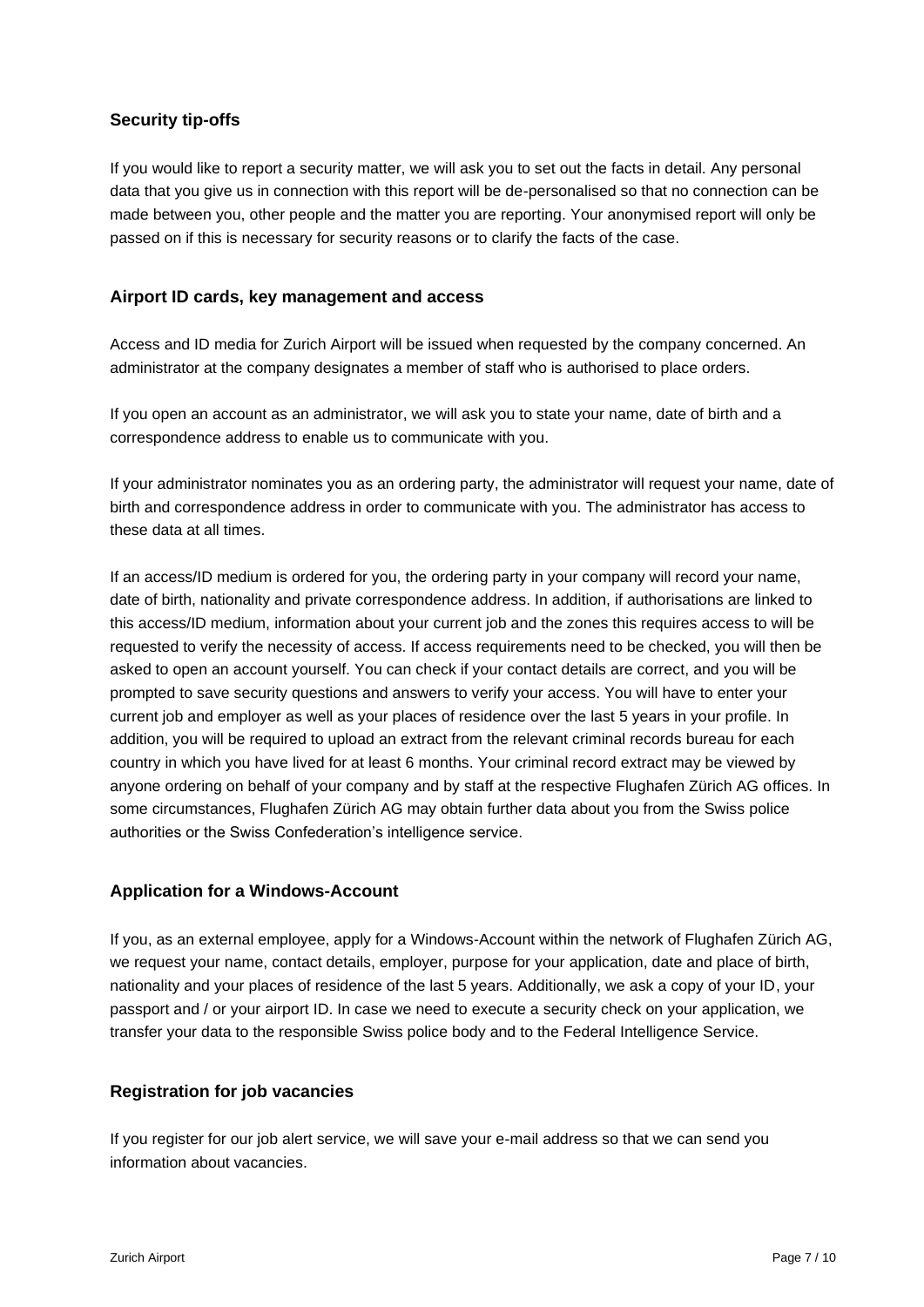### Security tip-offs

If you would like to report a security matter, we will ask you to set out the facts in detail. Any personal data that you give us in connection with this report will be de-personalised so that no connection can be made between you, other people and the matter you are reporting. Your anonymised report will only be passed on if this is necessary for security reasons or to clarify the facts of the case.

### Airport ID cards, key management and access

Access and ID media for Zurich Airport will be issued when requested by the company concerned. An administrator at the company designates a member of staff who is authorised to place orders.

If you open an account as an administrator, we will ask you to state your name, date of birth and a correspondence address to enable us to communicate with you.

If your administrator nominates you as an ordering party, the administrator will request your name, date of birth and correspondence address in order to communicate with you. The administrator has access to these data at all times.

If an access/ID medium is ordered for you, the ordering party in your company will record your name, date of birth, nationality and private correspondence address. In addition, if authorisations are linked to this access/ID medium, information about your current job and the zones this requires access to will be requested to verify the necessity of access. If access requirements need to be checked, you will then be asked to open an account yourself. You can check if your contact details are correct, and you will be prompted to save security questions and answers to verify your access. You will have to enter your current job and employer as well as your places of residence over the last 5 years in your profile. In addition, you will be required to upload an extract from the relevant criminal records bureau for each country in which you have lived for at least 6 months. Your criminal record extract may be viewed by anyone ordering on behalf of your company and by staff at the respective Flughafen Zürich AG offices. In some circumstances, Flughafen Zürich AG may obtain further data about you from the Swiss police authorities or the Swiss Confederation's intelligence service.

### Application for a Windows-Account

If you, as an external employee, apply for a Windows-Account within the network of Flughafen Zürich AG, we request your name, contact details, employer, purpose for your application, date and place of birth, nationality and your places of residence of the last 5 years. Additionally, we ask a copy of your ID, your passport and / or your airport ID. In case we need to execute a security check on your application, we transfer your data to the responsible Swiss police body and to the Federal Intelligence Service.

### Registration for job vacancies

If you register for our job alert service, we will save your e-mail address so that we can send you information about vacancies.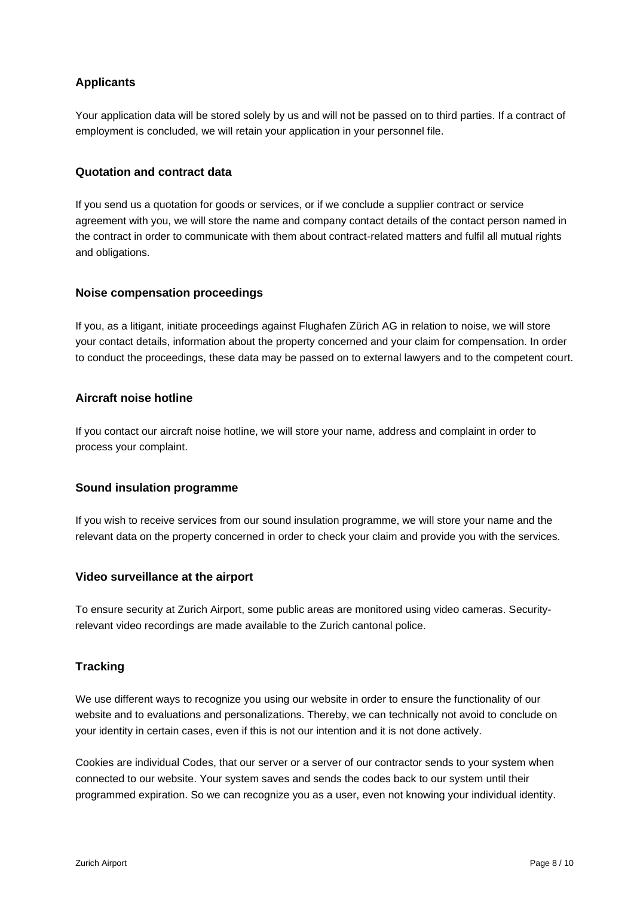### Applicants

Your application data will be stored solely by us and will not be passed on to third parties. If a contract of employment is concluded, we will retain your application in your personnel file.

### Quotation and contract data

If you send us a quotation for goods or services, or if we conclude a supplier contract or service agreement with you, we will store the name and company contact details of the contact person named in the contract in order to communicate with them about contract-related matters and fulfil all mutual rights and obligations.

### Noise compensation proceedings

If you, as a litigant, initiate proceedings against Flughafen Zürich AG in relation to noise, we will store your contact details, information about the property concerned and your claim for compensation. In order to conduct the proceedings, these data may be passed on to external lawyers and to the competent court.

### Aircraft noise hotline

If you contact our aircraft noise hotline, we will store your name, address and complaint in order to process your complaint.

### Sound insulation programme

If you wish to receive services from our sound insulation programme, we will store your name and the relevant data on the property concerned in order to check your claim and provide you with the services.

### Video surveillance at the airport

To ensure security at Zurich Airport, some public areas are monitored using video cameras. Security-relevant video recordings are made available to the Zurich cantonal police.

## Tracking

We use different ways to recognize you using our website in order to ensure the functionality of our website and to evaluations and personalizations. Thereby, we can technically not avoid to conclude on your identity in certain cases, even if this is not our intention and it is not done actively.

Cookies are individual Codes, that our server or a server of our contractor sends to your system when connected to our website. Your system saves and sends the codes back to our system until their programmed expiration. So we can recognize you as a user, even not knowing your individual identity.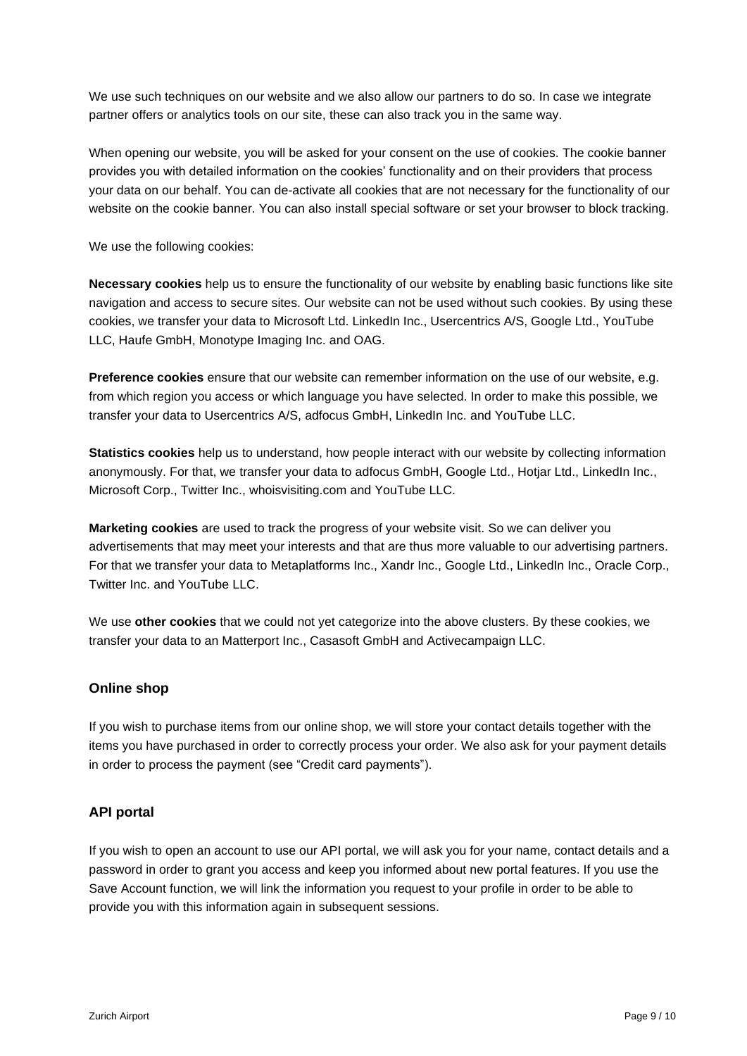We use such techniques on our website and we also allow our partners to do so. In case we integrate partner offers or analytics tools on our site, these can also track you in the same way.

When opening our website, you will be asked for your consent on the use of cookies. The cookie banner provides you with detailed information on the cookies' functionality and on their providers that process your data on our behalf. You can de-activate all cookies that are not necessary for the functionality of our website on the cookie banner. You can also install special software or set your browser to block tracking.

We use the following cookies:

**Necessary cookies** help us to ensure the functionality of our website by enabling basic functions like site navigation and access to secure sites. Our website can not be used without such cookies. By using these cookies, we transfer your data to Microsoft Ltd. LinkedIn Inc., Usercentrics A/S, Google Ltd., YouTube LLC, Haufe GmbH, Monotype Imaging Inc. and OAG.

**Preference cookies** ensure that our website can remember information on the use of our website, e.g. from which region you access or which language you have selected. In order to make this possible, we transfer your data to Usercentrics A/S, adfocus GmbH, LinkedIn Inc. and YouTube LLC.

**Statistics cookies** help us to understand, how people interact with our website by collecting information anonymously. For that, we transfer your data to adfocus GmbH, Google Ltd., Hotjar Ltd., LinkedIn Inc., Microsoft Corp., Twitter Inc., whoisvisiting.com and YouTube LLC.

**Marketing cookies** are used to track the progress of your website visit. So we can deliver you advertisements that may meet your interests and that are thus more valuable to our advertising partners. For that we transfer your data to Metaplatforms Inc., Xandr Inc., Google Ltd., LinkedIn Inc., Oracle Corp., Twitter Inc. and YouTube LLC.

We use **other cookies** that we could not yet categorize into the above clusters. By these cookies, we transfer your data to an Matterport Inc., Casasoft GmbH and Activecampaign LLC.

### Online shop

If you wish to purchase items from our online shop, we will store your contact details together with the items you have purchased in order to correctly process your order. We also ask for your payment details in order to process the payment (see "Credit card payments").

### API portal

If you wish to open an account to use our API portal, we will ask you for your name, contact details and a password in order to grant you access and keep you informed about new portal features. If you use the Save Account function, we will link the information you request to your profile in order to be able to provide you with this information again in subsequent sessions.